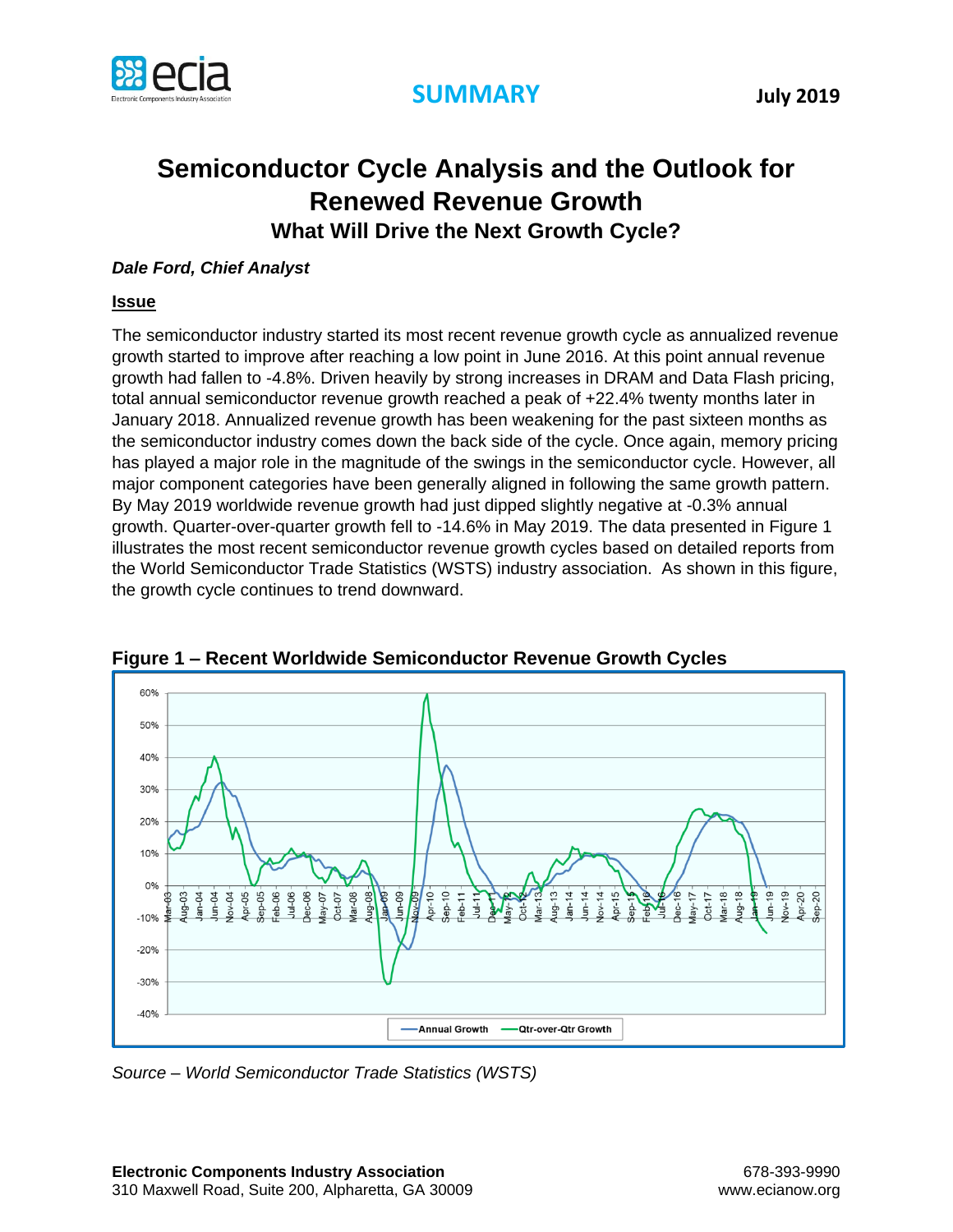**SUMMARY** **July 2019**

# Semiconductor Cycle Analysis and the Outlook for Renewed Revenue Growth

## What Will Drive the Next Growth Cycle?

***Dale Ford, Chief Analyst***

**Issue**

The semiconductor industry started its most recent revenue growth cycle as annualized revenue growth started to improve after reaching a low point in June 2016. At this point annual revenue growth had fallen to -4.8%. Driven heavily by strong increases in DRAM and Data Flash pricing, total annual semiconductor revenue growth reached a peak of +22.4% twenty months later in January 2018. Annualized revenue growth has been weakening for the past sixteen months as the semiconductor industry comes down the back side of the cycle. Once again, memory pricing has played a major role in the magnitude of the swings in the semiconductor cycle. However, all major component categories have been generally aligned in following the same growth pattern. By May 2019 worldwide revenue growth had just dipped slightly negative at -0.3% annual growth. Quarter-over-quarter growth fell to -14.6% in May 2019. The data presented in Figure 1 illustrates the most recent semiconductor revenue growth cycles based on detailed reports from the World Semiconductor Trade Statistics (WSTS) industry association. As shown in this figure, the growth cycle continues to trend downward.

**Figure 1 – Recent Worldwide Semiconductor Revenue Growth Cycles**

*Source – World Semiconductor Trade Statistics (WSTS)*

**Electronic Components Industry Association**
310 Maxwell Road, Suite 200, Alpharetta, GA 30009

678-393-9990
www.ecianow.org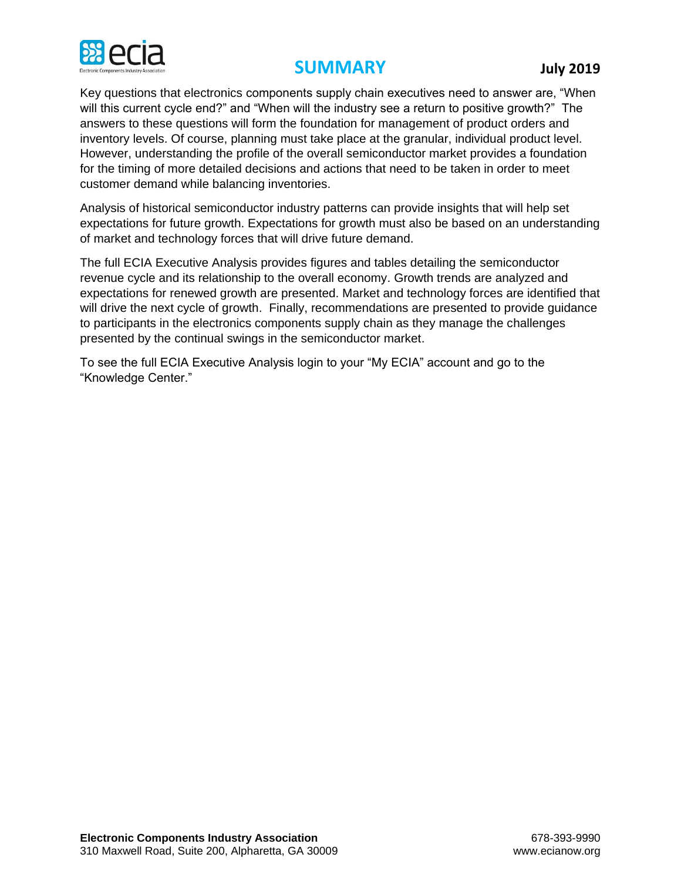# SUMMARY

**July 2019**

Key questions that electronics components supply chain executives need to answer are, "When will this current cycle end?" and "When will the industry see a return to positive growth?" The answers to these questions will form the foundation for management of product orders and inventory levels. Of course, planning must take place at the granular, individual product level. However, understanding the profile of the overall semiconductor market provides a foundation for the timing of more detailed decisions and actions that need to be taken in order to meet customer demand while balancing inventories.

Analysis of historical semiconductor industry patterns can provide insights that will help set expectations for future growth. Expectations for growth must also be based on an understanding of market and technology forces that will drive future demand.

The full ECIA Executive Analysis provides figures and tables detailing the semiconductor revenue cycle and its relationship to the overall economy. Growth trends are analyzed and expectations for renewed growth are presented. Market and technology forces are identified that will drive the next cycle of growth. Finally, recommendations are presented to provide guidance to participants in the electronics components supply chain as they manage the challenges presented by the continual swings in the semiconductor market.

To see the full ECIA Executive Analysis login to your "My ECIA" account and go to the "Knowledge Center."

**Electronic Components Industry Association**
310 Maxwell Road, Suite 200, Alpharetta, GA 30009
678-393-9990
www.ecianow.org